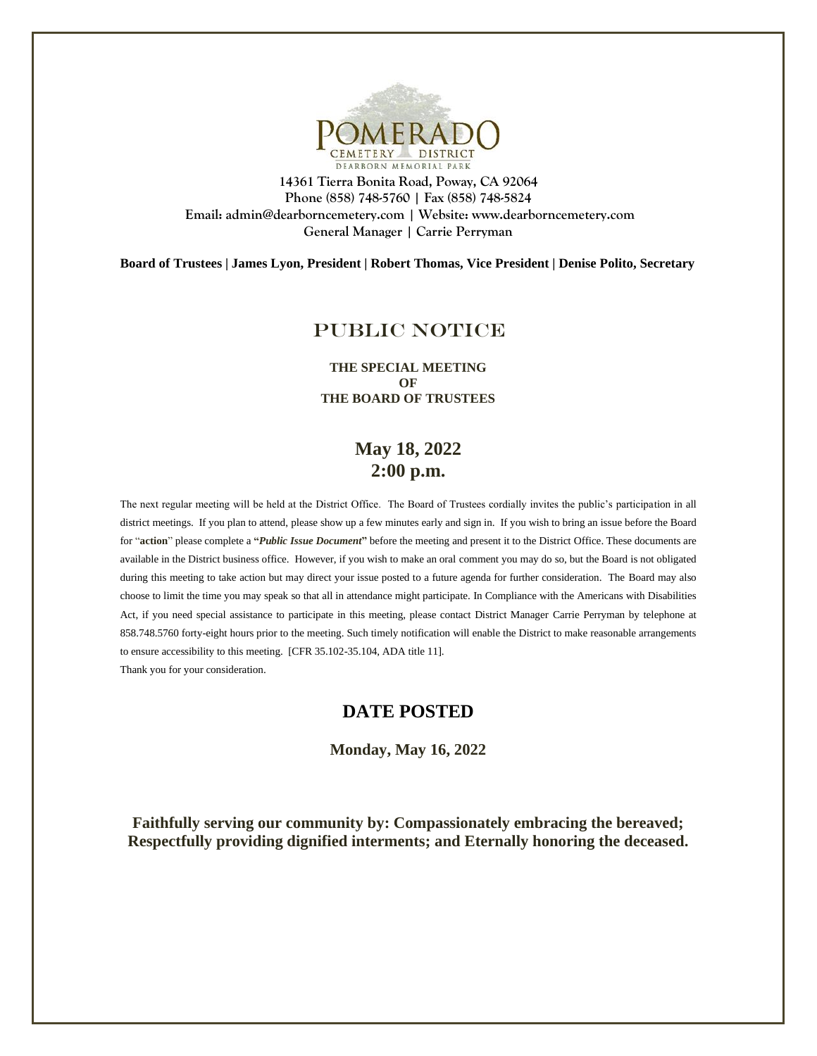# Pomerado Cemetery District

Dearborn Memorial Park

14361 Tierra Bonita Road, Poway, CA 92064
Phone (858) 748-5760 | Fax (858) 748-5824
Email: admin@dearborncemetery.com | Website: www.dearborncemetery.com
General Manager | Carrie Perryman

**Board of Trustees | James Lyon, President | Robert Thomas, Vice President | Denise Polito, Secretary**

## PUBLIC NOTICE

**THE SPECIAL MEETING**
**OF**
**THE BOARD OF TRUSTEES**

## May 18, 2022
## 2:00 p.m.

The next regular meeting will be held at the District Office. The Board of Trustees cordially invites the public's participation in all district meetings. If you plan to attend, please show up a few minutes early and sign in. If you wish to bring an issue before the Board for "**action**" please complete a **"*Public Issue Document*"** before the meeting and present it to the District Office. These documents are available in the District business office. However, if you wish to make an oral comment you may do so, but the Board is not obligated during this meeting to take action but may direct your issue posted to a future agenda for further consideration. The Board may also choose to limit the time you may speak so that all in attendance might participate. In Compliance with the Americans with Disabilities Act, if you need special assistance to participate in this meeting, please contact District Manager Carrie Perryman by telephone at 858.748.5760 forty-eight hours prior to the meeting. Such timely notification will enable the District to make reasonable arrangements to ensure accessibility to this meeting. [CFR 35.102-35.104, ADA title 11].
Thank you for your consideration.

## DATE POSTED

**Monday, May 16, 2022**

**Faithfully serving our community by: Compassionately embracing the bereaved; Respectfully providing dignified interments; and Eternally honoring the deceased.**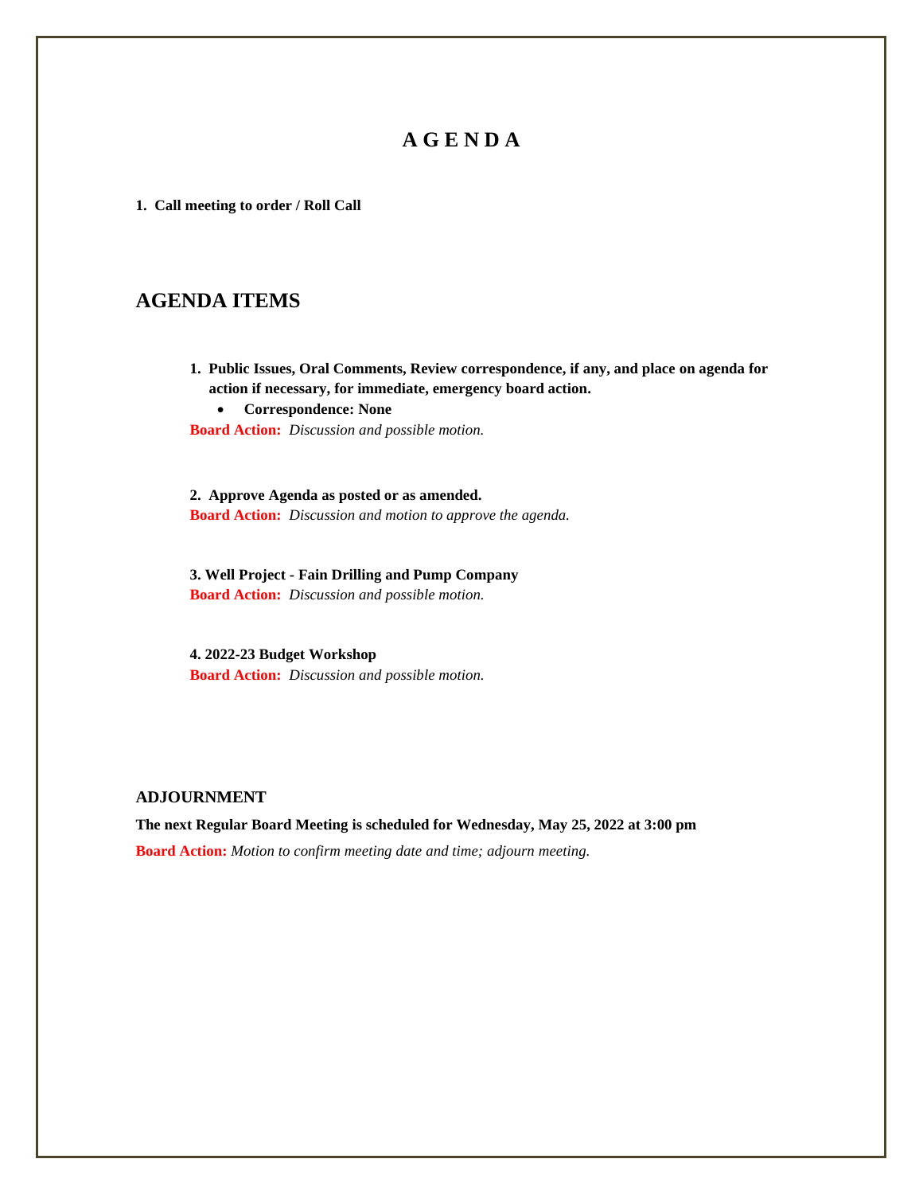# A G E N D A

**1. Call meeting to order / Roll Call**

## AGENDA ITEMS

1. **Public Issues, Oral Comments, Review correspondence, if any, and place on agenda for action if necessary, for immediate, emergency board action.**
   - **Correspondence: None**

**Board Action:** *Discussion and possible motion.*

**2. Approve Agenda as posted or as amended.**

**Board Action:** *Discussion and motion to approve the agenda.*

**3. Well Project - Fain Drilling and Pump Company**

**Board Action:** *Discussion and possible motion.*

**4. 2022-23 Budget Workshop**

**Board Action:** *Discussion and possible motion.*

**ADJOURNMENT**

**The next Regular Board Meeting is scheduled for Wednesday, May 25, 2022 at 3:00 pm**

**Board Action:** *Motion to confirm meeting date and time; adjourn meeting.*